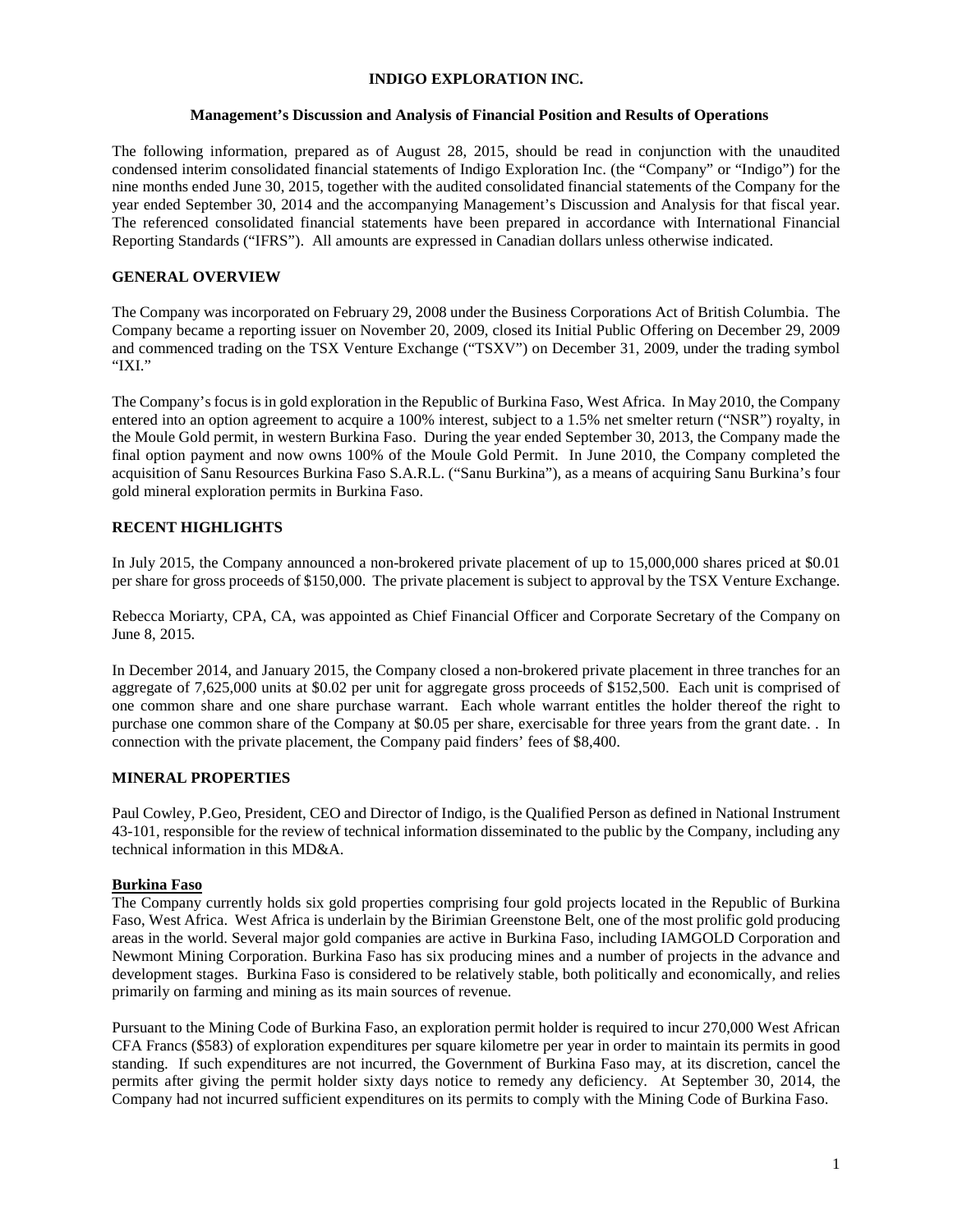# INDIGO EXPLORATION INC.

## Management's Discussion and Analysis of Financial Position and Results of Operations

The following information, prepared as of August 28, 2015, should be read in conjunction with the unaudited condensed interim consolidated financial statements of Indigo Exploration Inc. (the "Company" or "Indigo") for the nine months ended June 30, 2015, together with the audited consolidated financial statements of the Company for the year ended September 30, 2014 and the accompanying Management's Discussion and Analysis for that fiscal year. The referenced consolidated financial statements have been prepared in accordance with International Financial Reporting Standards ("IFRS"). All amounts are expressed in Canadian dollars unless otherwise indicated.

## GENERAL OVERVIEW

The Company was incorporated on February 29, 2008 under the Business Corporations Act of British Columbia. The Company became a reporting issuer on November 20, 2009, closed its Initial Public Offering on December 29, 2009 and commenced trading on the TSX Venture Exchange ("TSXV") on December 31, 2009, under the trading symbol "IXI."

The Company's focus is in gold exploration in the Republic of Burkina Faso, West Africa. In May 2010, the Company entered into an option agreement to acquire a 100% interest, subject to a 1.5% net smelter return ("NSR") royalty, in the Moule Gold permit, in western Burkina Faso. During the year ended September 30, 2013, the Company made the final option payment and now owns 100% of the Moule Gold Permit. In June 2010, the Company completed the acquisition of Sanu Resources Burkina Faso S.A.R.L. ("Sanu Burkina"), as a means of acquiring Sanu Burkina's four gold mineral exploration permits in Burkina Faso.

## RECENT HIGHLIGHTS

In July 2015, the Company announced a non-brokered private placement of up to 15,000,000 shares priced at $0.01 per share for gross proceeds of $150,000. The private placement is subject to approval by the TSX Venture Exchange.

Rebecca Moriarty, CPA, CA, was appointed as Chief Financial Officer and Corporate Secretary of the Company on June 8, 2015.

In December 2014, and January 2015, the Company closed a non-brokered private placement in three tranches for an aggregate of 7,625,000 units at $0.02 per unit for aggregate gross proceeds of $152,500. Each unit is comprised of one common share and one share purchase warrant. Each whole warrant entitles the holder thereof the right to purchase one common share of the Company at $0.05 per share, exercisable for three years from the grant date. . In connection with the private placement, the Company paid finders' fees of $8,400.

## MINERAL PROPERTIES

Paul Cowley, P.Geo, President, CEO and Director of Indigo, is the Qualified Person as defined in National Instrument 43-101, responsible for the review of technical information disseminated to the public by the Company, including any technical information in this MD&A.

### Burkina Faso

The Company currently holds six gold properties comprising four gold projects located in the Republic of Burkina Faso, West Africa. West Africa is underlain by the Birimian Greenstone Belt, one of the most prolific gold producing areas in the world. Several major gold companies are active in Burkina Faso, including IAMGOLD Corporation and Newmont Mining Corporation. Burkina Faso has six producing mines and a number of projects in the advance and development stages. Burkina Faso is considered to be relatively stable, both politically and economically, and relies primarily on farming and mining as its main sources of revenue.

Pursuant to the Mining Code of Burkina Faso, an exploration permit holder is required to incur 270,000 West African CFA Francs ($583) of exploration expenditures per square kilometre per year in order to maintain its permits in good standing. If such expenditures are not incurred, the Government of Burkina Faso may, at its discretion, cancel the permits after giving the permit holder sixty days notice to remedy any deficiency. At September 30, 2014, the Company had not incurred sufficient expenditures on its permits to comply with the Mining Code of Burkina Faso.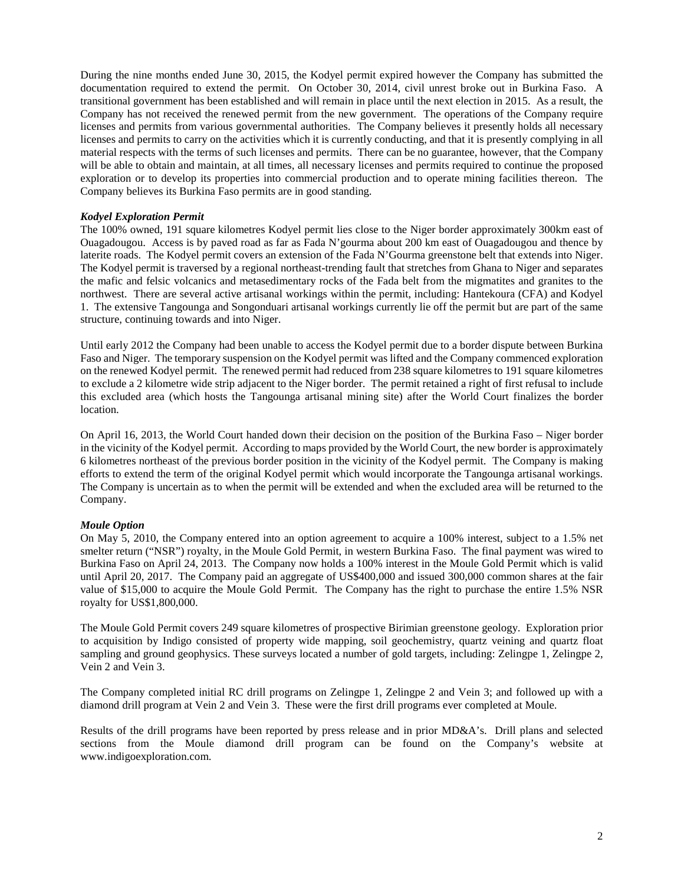During the nine months ended June 30, 2015, the Kodyel permit expired however the Company has submitted the documentation required to extend the permit. On October 30, 2014, civil unrest broke out in Burkina Faso. A transitional government has been established and will remain in place until the next election in 2015. As a result, the Company has not received the renewed permit from the new government. The operations of the Company require licenses and permits from various governmental authorities. The Company believes it presently holds all necessary licenses and permits to carry on the activities which it is currently conducting, and that it is presently complying in all material respects with the terms of such licenses and permits. There can be no guarantee, however, that the Company will be able to obtain and maintain, at all times, all necessary licenses and permits required to continue the proposed exploration or to develop its properties into commercial production and to operate mining facilities thereon. The Company believes its Burkina Faso permits are in good standing.

***Kodyel Exploration Permit***

The 100% owned, 191 square kilometres Kodyel permit lies close to the Niger border approximately 300km east of Ouagadougou. Access is by paved road as far as Fada N'gourma about 200 km east of Ouagadougou and thence by laterite roads. The Kodyel permit covers an extension of the Fada N'Gourma greenstone belt that extends into Niger. The Kodyel permit is traversed by a regional northeast-trending fault that stretches from Ghana to Niger and separates the mafic and felsic volcanics and metasedimentary rocks of the Fada belt from the migmatites and granites to the northwest. There are several active artisanal workings within the permit, including: Hantekoura (CFA) and Kodyel 1. The extensive Tangounga and Songonduari artisanal workings currently lie off the permit but are part of the same structure, continuing towards and into Niger.

Until early 2012 the Company had been unable to access the Kodyel permit due to a border dispute between Burkina Faso and Niger. The temporary suspension on the Kodyel permit was lifted and the Company commenced exploration on the renewed Kodyel permit. The renewed permit had reduced from 238 square kilometres to 191 square kilometres to exclude a 2 kilometre wide strip adjacent to the Niger border. The permit retained a right of first refusal to include this excluded area (which hosts the Tangounga artisanal mining site) after the World Court finalizes the border location.

On April 16, 2013, the World Court handed down their decision on the position of the Burkina Faso – Niger border in the vicinity of the Kodyel permit. According to maps provided by the World Court, the new border is approximately 6 kilometres northeast of the previous border position in the vicinity of the Kodyel permit. The Company is making efforts to extend the term of the original Kodyel permit which would incorporate the Tangounga artisanal workings. The Company is uncertain as to when the permit will be extended and when the excluded area will be returned to the Company.

***Moule Option***

On May 5, 2010, the Company entered into an option agreement to acquire a 100% interest, subject to a 1.5% net smelter return ("NSR") royalty, in the Moule Gold Permit, in western Burkina Faso. The final payment was wired to Burkina Faso on April 24, 2013. The Company now holds a 100% interest in the Moule Gold Permit which is valid until April 20, 2017. The Company paid an aggregate of US$400,000 and issued 300,000 common shares at the fair value of $15,000 to acquire the Moule Gold Permit. The Company has the right to purchase the entire 1.5% NSR royalty for US$1,800,000.

The Moule Gold Permit covers 249 square kilometres of prospective Birimian greenstone geology. Exploration prior to acquisition by Indigo consisted of property wide mapping, soil geochemistry, quartz veining and quartz float sampling and ground geophysics. These surveys located a number of gold targets, including: Zelingpe 1, Zelingpe 2, Vein 2 and Vein 3.

The Company completed initial RC drill programs on Zelingpe 1, Zelingpe 2 and Vein 3; and followed up with a diamond drill program at Vein 2 and Vein 3. These were the first drill programs ever completed at Moule.

Results of the drill programs have been reported by press release and in prior MD&A's. Drill plans and selected sections from the Moule diamond drill program can be found on the Company's website at www.indigoexploration.com.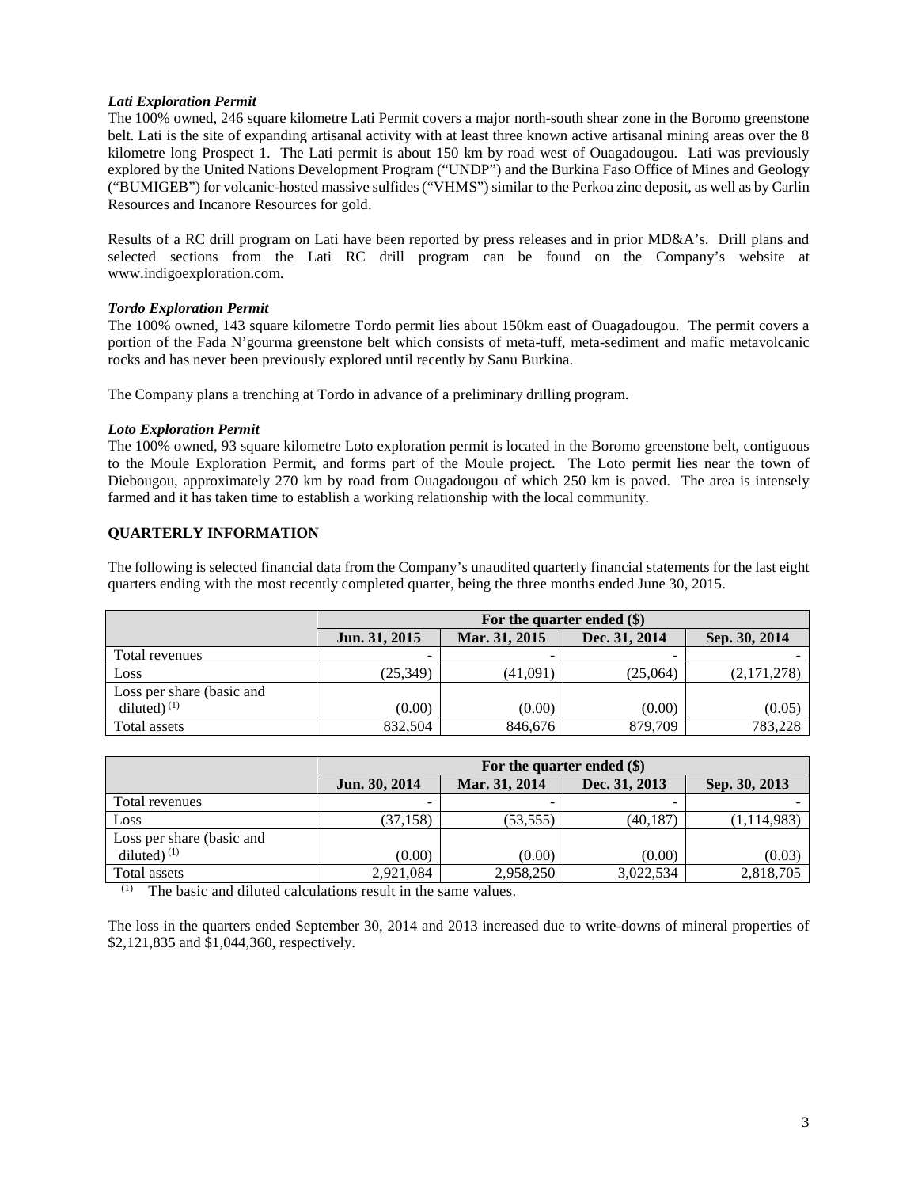***Lati Exploration Permit***

The 100% owned, 246 square kilometre Lati Permit covers a major north-south shear zone in the Boromo greenstone belt. Lati is the site of expanding artisanal activity with at least three known active artisanal mining areas over the 8 kilometre long Prospect 1. The Lati permit is about 150 km by road west of Ouagadougou. Lati was previously explored by the United Nations Development Program ("UNDP") and the Burkina Faso Office of Mines and Geology ("BUMIGEB") for volcanic-hosted massive sulfides ("VHMS") similar to the Perkoa zinc deposit, as well as by Carlin Resources and Incanore Resources for gold.

Results of a RC drill program on Lati have been reported by press releases and in prior MD&A's. Drill plans and selected sections from the Lati RC drill program can be found on the Company's website at www.indigoexploration.com.

***Tordo Exploration Permit***

The 100% owned, 143 square kilometre Tordo permit lies about 150km east of Ouagadougou. The permit covers a portion of the Fada N'gourma greenstone belt which consists of meta-tuff, meta-sediment and mafic metavolcanic rocks and has never been previously explored until recently by Sanu Burkina.

The Company plans a trenching at Tordo in advance of a preliminary drilling program.

***Loto Exploration Permit***

The 100% owned, 93 square kilometre Loto exploration permit is located in the Boromo greenstone belt, contiguous to the Moule Exploration Permit, and forms part of the Moule project. The Loto permit lies near the town of Diebougou, approximately 270 km by road from Ouagadougou of which 250 km is paved. The area is intensely farmed and it has taken time to establish a working relationship with the local community.

## QUARTERLY INFORMATION

The following is selected financial data from the Company's unaudited quarterly financial statements for the last eight quarters ending with the most recently completed quarter, being the three months ended June 30, 2015.

| | For the quarter ended ($) | | | |
|---|---|---|---|---|
| | Jun. 31, 2015 | Mar. 31, 2015 | Dec. 31, 2014 | Sep. 30, 2014 |
| Total revenues | - | - | - | - |
| Loss | (25,349) | (41,091) | (25,064) | (2,171,278) |
| Loss per share (basic and diluted) [(1)] | (0.00) | (0.00) | (0.00) | (0.05) |
| Total assets | 832,504 | 846,676 | 879,709 | 783,228 |

| | For the quarter ended ($) | | | |
|---|---|---|---|---|
| | Jun. 30, 2014 | Mar. 31, 2014 | Dec. 31, 2013 | Sep. 30, 2013 |
| Total revenues | - | - | - | - |
| Loss | (37,158) | (53,555) | (40,187) | (1,114,983) |
| Loss per share (basic and diluted) [(1)] | (0.00) | (0.00) | (0.00) | (0.03) |
| Total assets | 2,921,084 | 2,958,250 | 3,022,534 | 2,818,705 |

[(1)] The basic and diluted calculations result in the same values.

The loss in the quarters ended September 30, 2014 and 2013 increased due to write-downs of mineral properties of $2,121,835 and $1,044,360, respectively.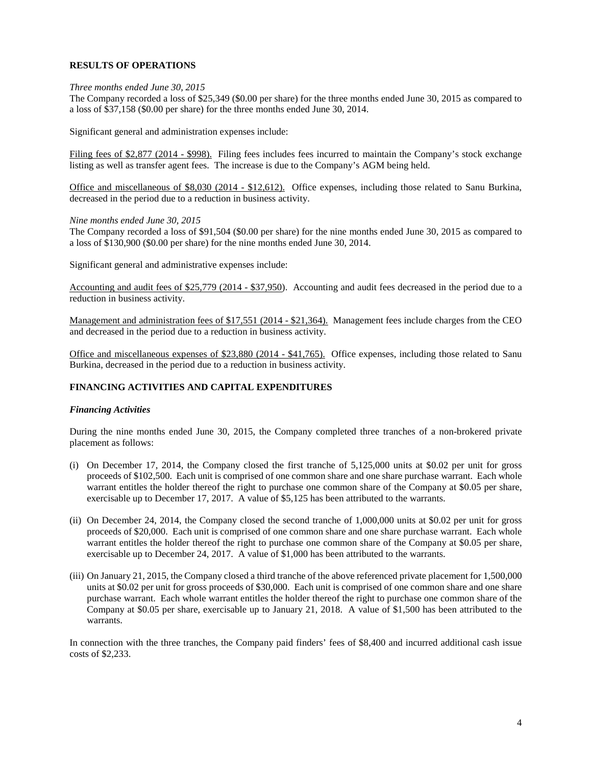## RESULTS OF OPERATIONS

*Three months ended June 30, 2015*

The Company recorded a loss of $25,349 ($0.00 per share) for the three months ended June 30, 2015 as compared to a loss of $37,158 ($0.00 per share) for the three months ended June 30, 2014.

Significant general and administration expenses include:

<u>Filing fees of $2,877 (2014 - $998).</u> Filing fees includes fees incurred to maintain the Company's stock exchange listing as well as transfer agent fees. The increase is due to the Company's AGM being held.

<u>Office and miscellaneous of $8,030 (2014 - $12,612).</u> Office expenses, including those related to Sanu Burkina, decreased in the period due to a reduction in business activity.

*Nine months ended June 30, 2015*

The Company recorded a loss of $91,504 ($0.00 per share) for the nine months ended June 30, 2015 as compared to a loss of $130,900 ($0.00 per share) for the nine months ended June 30, 2014.

Significant general and administrative expenses include:

<u>Accounting and audit fees of $25,779 (2014 - $37,950)</u>. Accounting and audit fees decreased in the period due to a reduction in business activity.

<u>Management and administration fees of $17,551 (2014 - $21,364).</u> Management fees include charges from the CEO and decreased in the period due to a reduction in business activity.

<u>Office and miscellaneous expenses of $23,880 (2014 - $41,765).</u> Office expenses, including those related to Sanu Burkina, decreased in the period due to a reduction in business activity.

## FINANCING ACTIVITIES AND CAPITAL EXPENDITURES

### *Financing Activities*

During the nine months ended June 30, 2015, the Company completed three tranches of a non-brokered private placement as follows:

(i) On December 17, 2014, the Company closed the first tranche of 5,125,000 units at $0.02 per unit for gross proceeds of $102,500. Each unit is comprised of one common share and one share purchase warrant. Each whole warrant entitles the holder thereof the right to purchase one common share of the Company at $0.05 per share, exercisable up to December 17, 2017. A value of $5,125 has been attributed to the warrants.

(ii) On December 24, 2014, the Company closed the second tranche of 1,000,000 units at $0.02 per unit for gross proceeds of $20,000. Each unit is comprised of one common share and one share purchase warrant. Each whole warrant entitles the holder thereof the right to purchase one common share of the Company at $0.05 per share, exercisable up to December 24, 2017. A value of $1,000 has been attributed to the warrants.

(iii) On January 21, 2015, the Company closed a third tranche of the above referenced private placement for 1,500,000 units at $0.02 per unit for gross proceeds of $30,000. Each unit is comprised of one common share and one share purchase warrant. Each whole warrant entitles the holder thereof the right to purchase one common share of the Company at $0.05 per share, exercisable up to January 21, 2018. A value of $1,500 has been attributed to the warrants.

In connection with the three tranches, the Company paid finders' fees of $8,400 and incurred additional cash issue costs of $2,233.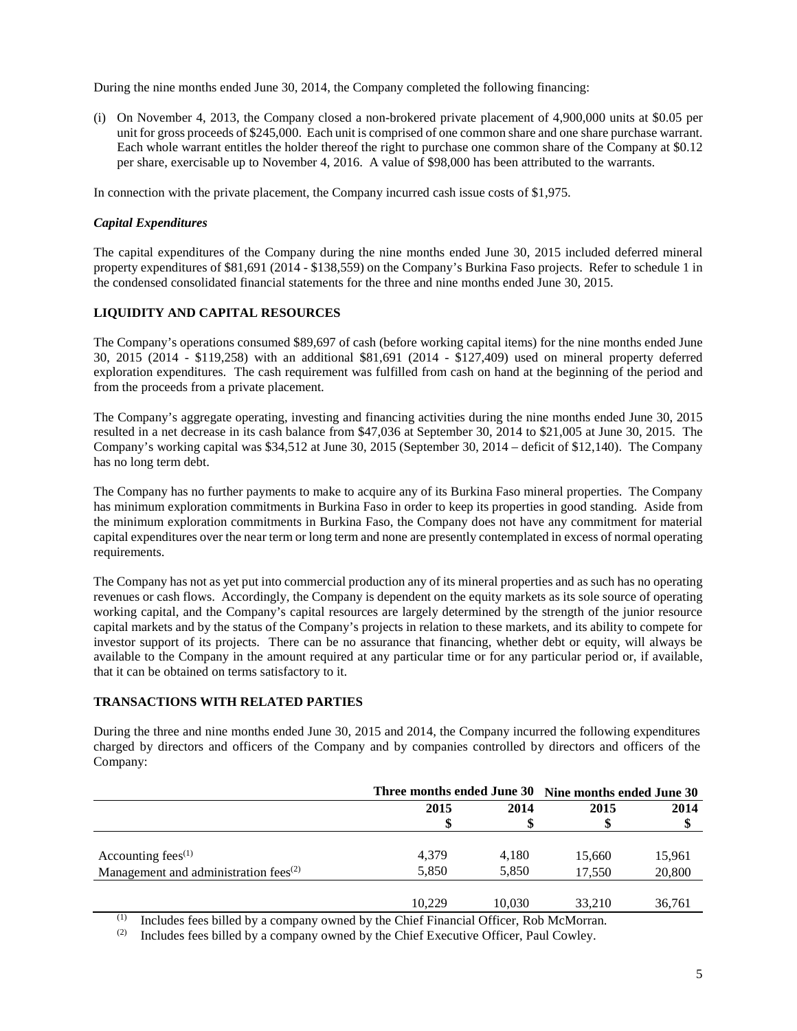During the nine months ended June 30, 2014, the Company completed the following financing:

(i) On November 4, 2013, the Company closed a non-brokered private placement of 4,900,000 units at $0.05 per unit for gross proceeds of $245,000. Each unit is comprised of one common share and one share purchase warrant. Each whole warrant entitles the holder thereof the right to purchase one common share of the Company at $0.12 per share, exercisable up to November 4, 2016. A value of $98,000 has been attributed to the warrants.

In connection with the private placement, the Company incurred cash issue costs of $1,975.

### *Capital Expenditures*

The capital expenditures of the Company during the nine months ended June 30, 2015 included deferred mineral property expenditures of $81,691 (2014 - $138,559) on the Company's Burkina Faso projects. Refer to schedule 1 in the condensed consolidated financial statements for the three and nine months ended June 30, 2015.

## LIQUIDITY AND CAPITAL RESOURCES

The Company's operations consumed $89,697 of cash (before working capital items) for the nine months ended June 30, 2015 (2014 - $119,258) with an additional $81,691 (2014 - $127,409) used on mineral property deferred exploration expenditures. The cash requirement was fulfilled from cash on hand at the beginning of the period and from the proceeds from a private placement.

The Company's aggregate operating, investing and financing activities during the nine months ended June 30, 2015 resulted in a net decrease in its cash balance from $47,036 at September 30, 2014 to $21,005 at June 30, 2015. The Company's working capital was $34,512 at June 30, 2015 (September 30, 2014 – deficit of $12,140). The Company has no long term debt.

The Company has no further payments to make to acquire any of its Burkina Faso mineral properties. The Company has minimum exploration commitments in Burkina Faso in order to keep its properties in good standing. Aside from the minimum exploration commitments in Burkina Faso, the Company does not have any commitment for material capital expenditures over the near term or long term and none are presently contemplated in excess of normal operating requirements.

The Company has not as yet put into commercial production any of its mineral properties and as such has no operating revenues or cash flows. Accordingly, the Company is dependent on the equity markets as its sole source of operating working capital, and the Company's capital resources are largely determined by the strength of the junior resource capital markets and by the status of the Company's projects in relation to these markets, and its ability to compete for investor support of its projects. There can be no assurance that financing, whether debt or equity, will always be available to the Company in the amount required at any particular time or for any particular period or, if available, that it can be obtained on terms satisfactory to it.

## TRANSACTIONS WITH RELATED PARTIES

During the three and nine months ended June 30, 2015 and 2014, the Company incurred the following expenditures charged by directors and officers of the Company and by companies controlled by directors and officers of the Company:

| | Three months ended June 30 | | Nine months ended June 30 | |
|---|---|---|---|---|
| | 2015 $ | 2014 $ | 2015 $ | 2014 $ |
| Accounting fees[(1)] | 4,379 | 4,180 | 15,660 | 15,961 |
| Management and administration fees[(2)] | 5,850 | 5,850 | 17,550 | 20,800 |
| | 10,229 | 10,030 | 33,210 | 36,761 |

(1) Includes fees billed by a company owned by the Chief Financial Officer, Rob McMorran.

(2) Includes fees billed by a company owned by the Chief Executive Officer, Paul Cowley.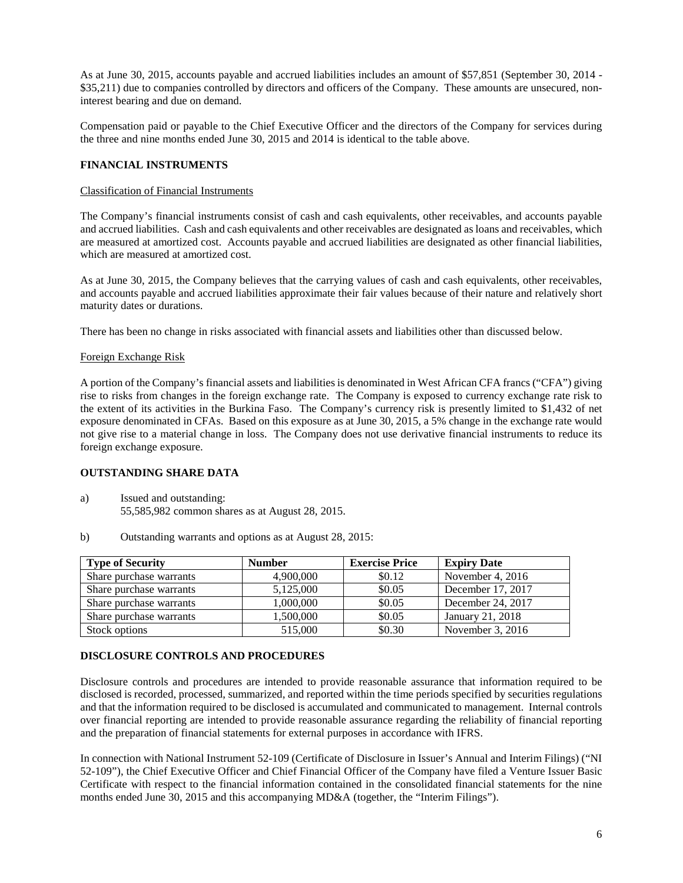As at June 30, 2015, accounts payable and accrued liabilities includes an amount of $57,851 (September 30, 2014 - $35,211) due to companies controlled by directors and officers of the Company. These amounts are unsecured, non-interest bearing and due on demand.

Compensation paid or payable to the Chief Executive Officer and the directors of the Company for services during the three and nine months ended June 30, 2015 and 2014 is identical to the table above.

## FINANCIAL INSTRUMENTS

Classification of Financial Instruments

The Company's financial instruments consist of cash and cash equivalents, other receivables, and accounts payable and accrued liabilities. Cash and cash equivalents and other receivables are designated as loans and receivables, which are measured at amortized cost. Accounts payable and accrued liabilities are designated as other financial liabilities, which are measured at amortized cost.

As at June 30, 2015, the Company believes that the carrying values of cash and cash equivalents, other receivables, and accounts payable and accrued liabilities approximate their fair values because of their nature and relatively short maturity dates or durations.

There has been no change in risks associated with financial assets and liabilities other than discussed below.

Foreign Exchange Risk

A portion of the Company's financial assets and liabilities is denominated in West African CFA francs ("CFA") giving rise to risks from changes in the foreign exchange rate. The Company is exposed to currency exchange rate risk to the extent of its activities in the Burkina Faso. The Company's currency risk is presently limited to $1,432 of net exposure denominated in CFAs. Based on this exposure as at June 30, 2015, a 5% change in the exchange rate would not give rise to a material change in loss. The Company does not use derivative financial instruments to reduce its foreign exchange exposure.

## OUTSTANDING SHARE DATA

a) Issued and outstanding:
55,585,982 common shares as at August 28, 2015.

b) Outstanding warrants and options as at August 28, 2015:

| Type of Security | Number | Exercise Price | Expiry Date |
|---|---|---|---|
| Share purchase warrants | 4,900,000 | $0.12 | November 4, 2016 |
| Share purchase warrants | 5,125,000 | $0.05 | December 17, 2017 |
| Share purchase warrants | 1,000,000 | $0.05 | December 24, 2017 |
| Share purchase warrants | 1,500,000 | $0.05 | January 21, 2018 |
| Stock options | 515,000 | $0.30 | November 3, 2016 |

## DISCLOSURE CONTROLS AND PROCEDURES

Disclosure controls and procedures are intended to provide reasonable assurance that information required to be disclosed is recorded, processed, summarized, and reported within the time periods specified by securities regulations and that the information required to be disclosed is accumulated and communicated to management. Internal controls over financial reporting are intended to provide reasonable assurance regarding the reliability of financial reporting and the preparation of financial statements for external purposes in accordance with IFRS.

In connection with National Instrument 52-109 (Certificate of Disclosure in Issuer's Annual and Interim Filings) ("NI 52-109"), the Chief Executive Officer and Chief Financial Officer of the Company have filed a Venture Issuer Basic Certificate with respect to the financial information contained in the consolidated financial statements for the nine months ended June 30, 2015 and this accompanying MD&A (together, the "Interim Filings").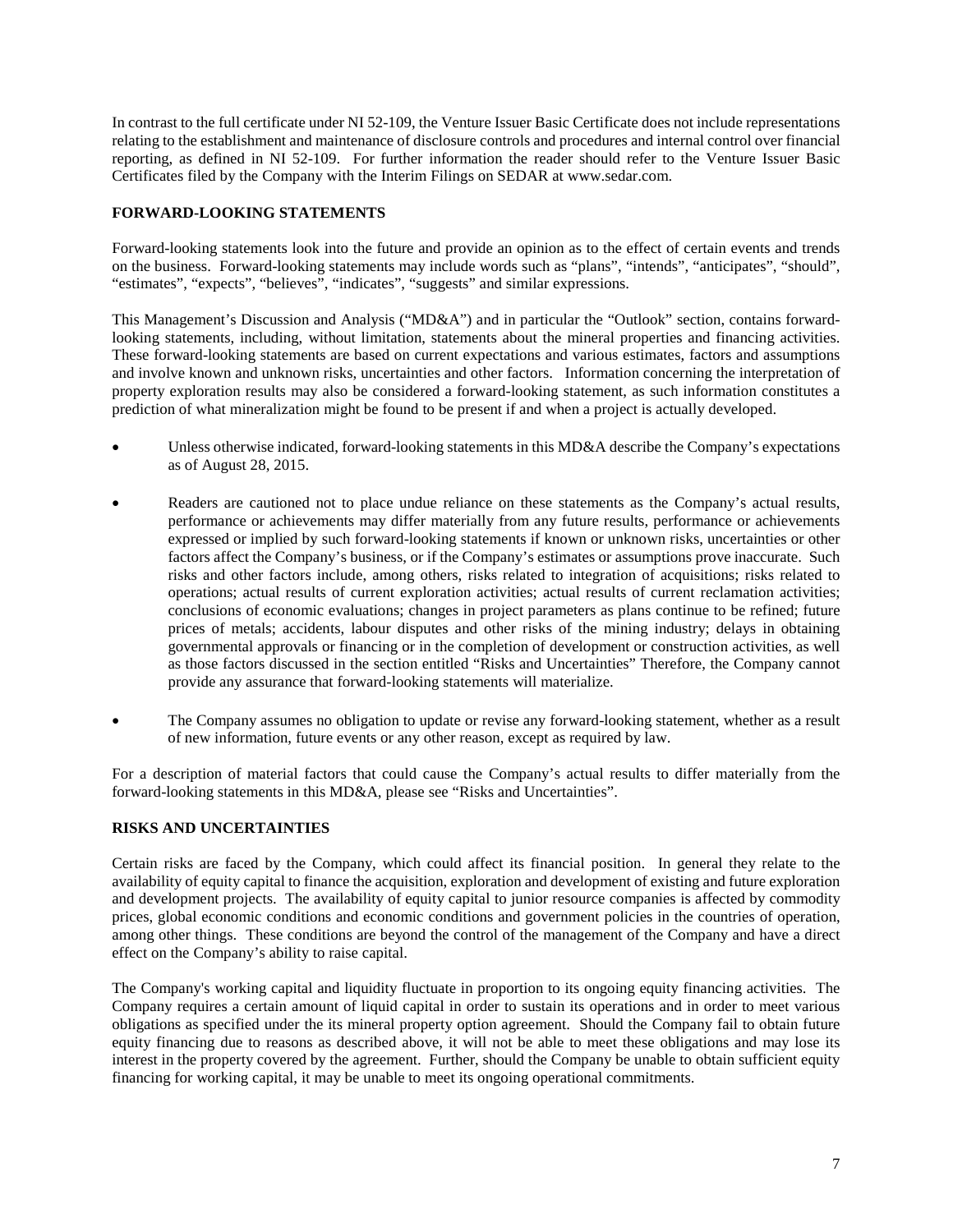In contrast to the full certificate under NI 52-109, the Venture Issuer Basic Certificate does not include representations relating to the establishment and maintenance of disclosure controls and procedures and internal control over financial reporting, as defined in NI 52-109. For further information the reader should refer to the Venture Issuer Basic Certificates filed by the Company with the Interim Filings on SEDAR at www.sedar.com.

## FORWARD-LOOKING STATEMENTS

Forward-looking statements look into the future and provide an opinion as to the effect of certain events and trends on the business. Forward-looking statements may include words such as "plans", "intends", "anticipates", "should", "estimates", "expects", "believes", "indicates", "suggests" and similar expressions.

This Management's Discussion and Analysis ("MD&A") and in particular the "Outlook" section, contains forward-looking statements, including, without limitation, statements about the mineral properties and financing activities. These forward-looking statements are based on current expectations and various estimates, factors and assumptions and involve known and unknown risks, uncertainties and other factors. Information concerning the interpretation of property exploration results may also be considered a forward-looking statement, as such information constitutes a prediction of what mineralization might be found to be present if and when a project is actually developed.

- Unless otherwise indicated, forward-looking statements in this MD&A describe the Company's expectations as of August 28, 2015.
- Readers are cautioned not to place undue reliance on these statements as the Company's actual results, performance or achievements may differ materially from any future results, performance or achievements expressed or implied by such forward-looking statements if known or unknown risks, uncertainties or other factors affect the Company's business, or if the Company's estimates or assumptions prove inaccurate. Such risks and other factors include, among others, risks related to integration of acquisitions; risks related to operations; actual results of current exploration activities; actual results of current reclamation activities; conclusions of economic evaluations; changes in project parameters as plans continue to be refined; future prices of metals; accidents, labour disputes and other risks of the mining industry; delays in obtaining governmental approvals or financing or in the completion of development or construction activities, as well as those factors discussed in the section entitled "Risks and Uncertainties" Therefore, the Company cannot provide any assurance that forward-looking statements will materialize.
- The Company assumes no obligation to update or revise any forward-looking statement, whether as a result of new information, future events or any other reason, except as required by law.

For a description of material factors that could cause the Company's actual results to differ materially from the forward-looking statements in this MD&A, please see "Risks and Uncertainties".

## RISKS AND UNCERTAINTIES

Certain risks are faced by the Company, which could affect its financial position. In general they relate to the availability of equity capital to finance the acquisition, exploration and development of existing and future exploration and development projects. The availability of equity capital to junior resource companies is affected by commodity prices, global economic conditions and economic conditions and government policies in the countries of operation, among other things. These conditions are beyond the control of the management of the Company and have a direct effect on the Company's ability to raise capital.

The Company's working capital and liquidity fluctuate in proportion to its ongoing equity financing activities. The Company requires a certain amount of liquid capital in order to sustain its operations and in order to meet various obligations as specified under the its mineral property option agreement. Should the Company fail to obtain future equity financing due to reasons as described above, it will not be able to meet these obligations and may lose its interest in the property covered by the agreement. Further, should the Company be unable to obtain sufficient equity financing for working capital, it may be unable to meet its ongoing operational commitments.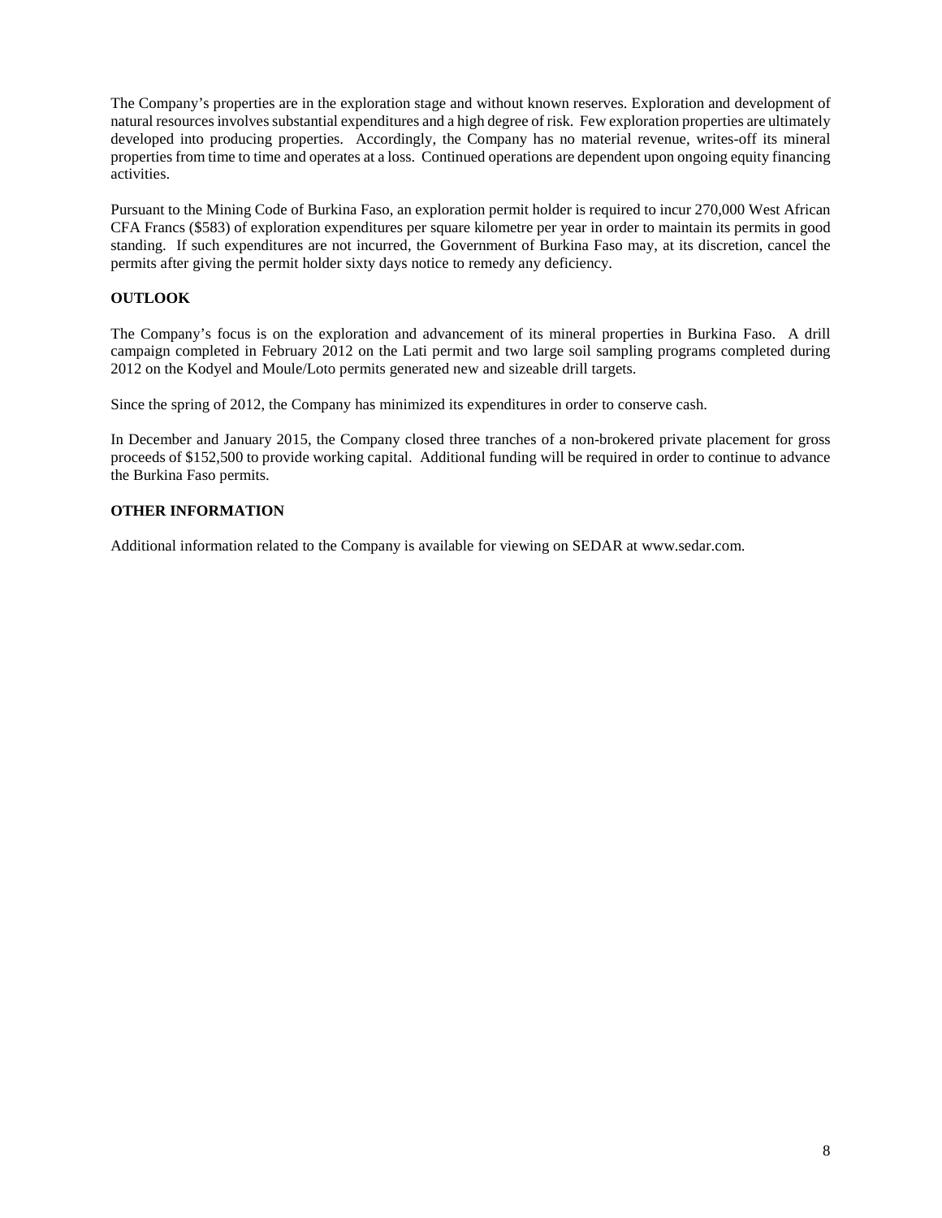The Company's properties are in the exploration stage and without known reserves. Exploration and development of natural resources involves substantial expenditures and a high degree of risk. Few exploration properties are ultimately developed into producing properties. Accordingly, the Company has no material revenue, writes-off its mineral properties from time to time and operates at a loss. Continued operations are dependent upon ongoing equity financing activities.

Pursuant to the Mining Code of Burkina Faso, an exploration permit holder is required to incur 270,000 West African CFA Francs ($583) of exploration expenditures per square kilometre per year in order to maintain its permits in good standing. If such expenditures are not incurred, the Government of Burkina Faso may, at its discretion, cancel the permits after giving the permit holder sixty days notice to remedy any deficiency.

## OUTLOOK

The Company's focus is on the exploration and advancement of its mineral properties in Burkina Faso. A drill campaign completed in February 2012 on the Lati permit and two large soil sampling programs completed during 2012 on the Kodyel and Moule/Loto permits generated new and sizeable drill targets.

Since the spring of 2012, the Company has minimized its expenditures in order to conserve cash.

In December and January 2015, the Company closed three tranches of a non-brokered private placement for gross proceeds of $152,500 to provide working capital. Additional funding will be required in order to continue to advance the Burkina Faso permits.

## OTHER INFORMATION

Additional information related to the Company is available for viewing on SEDAR at www.sedar.com.